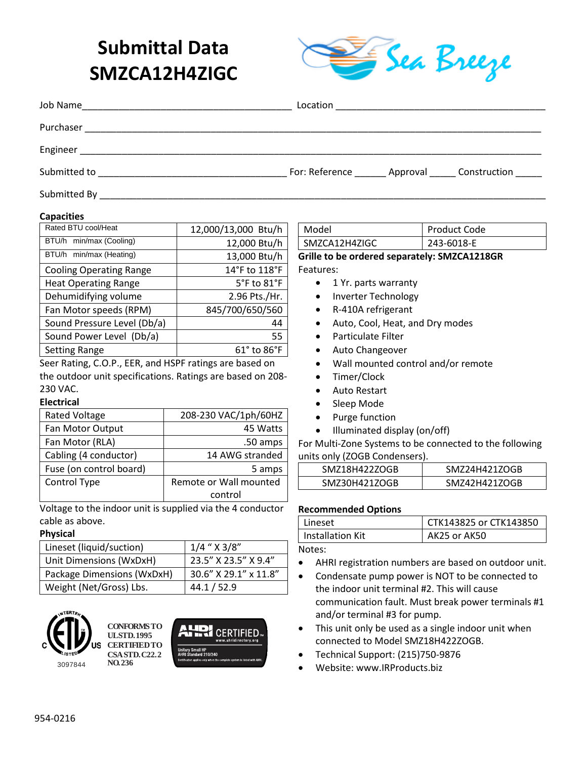# Submittal Data SMZCA12H4ZIGC

Sea Breeze

Job Name_______________________________________ Location _______________________________________

Purchaser ___________________________________________________________________________________

Engineer ____________________________________________________________________________________

Submitted to ___________________________________ For: Reference ______ Approval _____ Construction _____

Submitted By ________________________________________________________________________________

### Capacities

| | |
|---|---|
| Rated BTU cool/Heat | 12,000/13,000 Btu/h |
| BTU/h min/max (Cooling) | 12,000 Btu/h |
| BTU/h min/max (Heating) | 13,000 Btu/h |
| Cooling Operating Range | 14°F to 118°F |
| Heat Operating Range | 5°F to 81°F |
| Dehumidifying volume | 2.96 Pts./Hr. |
| Fan Motor speeds (RPM) | 845/700/650/560 |
| Sound Pressure Level (Db/a) | 44 |
| Sound Power Level (Db/a) | 55 |
| Setting Range | 61° to 86°F |

Seer Rating, C.O.P., EER, and HSPF ratings are based on the outdoor unit specifications. Ratings are based on 208-230 VAC.

### Electrical

| | |
|---|---|
| Rated Voltage | 208-230 VAC/1ph/60HZ |
| Fan Motor Output | 45 Watts |
| Fan Motor (RLA) | .50 amps |
| Cabling (4 conductor) | 14 AWG stranded |
| Fuse (on control board) | 5 amps |
| Control Type | Remote or Wall mounted control |

Voltage to the indoor unit is supplied via the 4 conductor cable as above.

### Physical

| | |
|---|---|
| Lineset (liquid/suction) | 1/4 " X 3/8" |
| Unit Dimensions (WxDxH) | 23.5" X 23.5" X 9.4" |
| Package Dimensions (WxDxH) | 30.6" X 29.1" x 11.8" |
| Weight (Net/Gross) Lbs. | 44.1 / 52.9 |

ETL Listed 3097844 — CONFORMS TO UL STD. 1995 CERTIFIED TO CSA STD. C22.2 NO. 236

AHRI CERTIFIED www.ahridirectory.org — Unitary Small HP AHRI Standard 210/240 — Certification applies only when the complete system is listed with AHRI.

| Model | Product Code |
|---|---|
| SMZCA12H4ZIGC | 243-6018-E |

**Grille to be ordered separately: SMZCA1218GR**

Features:

- 1 Yr. parts warranty
- Inverter Technology
- R-410A refrigerant
- Auto, Cool, Heat, and Dry modes
- Particulate Filter
- Auto Changeover
- Wall mounted control and/or remote
- Timer/Clock
- Auto Restart
- Sleep Mode
- Purge function
- Illuminated display (on/off)

For Multi-Zone Systems to be connected to the following units only (ZOGB Condensers).

| | |
|---|---|
| SMZ18H422ZOGB | SMZ24H421ZOGB |
| SMZ30H421ZOGB | SMZ42H421ZOGB |

### Recommended Options

| | |
|---|---|
| Lineset | CTK143825 or CTK143850 |
| Installation Kit | AK25 or AK50 |

Notes:

- AHRI registration numbers are based on outdoor unit.
- Condensate pump power is NOT to be connected to the indoor unit terminal #2. This will cause communication fault. Must break power terminals #1 and/or terminal #3 for pump.
- This unit only be used as a single indoor unit when connected to Model SMZ18H422ZOGB.
- Technical Support: (215)750-9876
- Website: www.IRProducts.biz

954-0216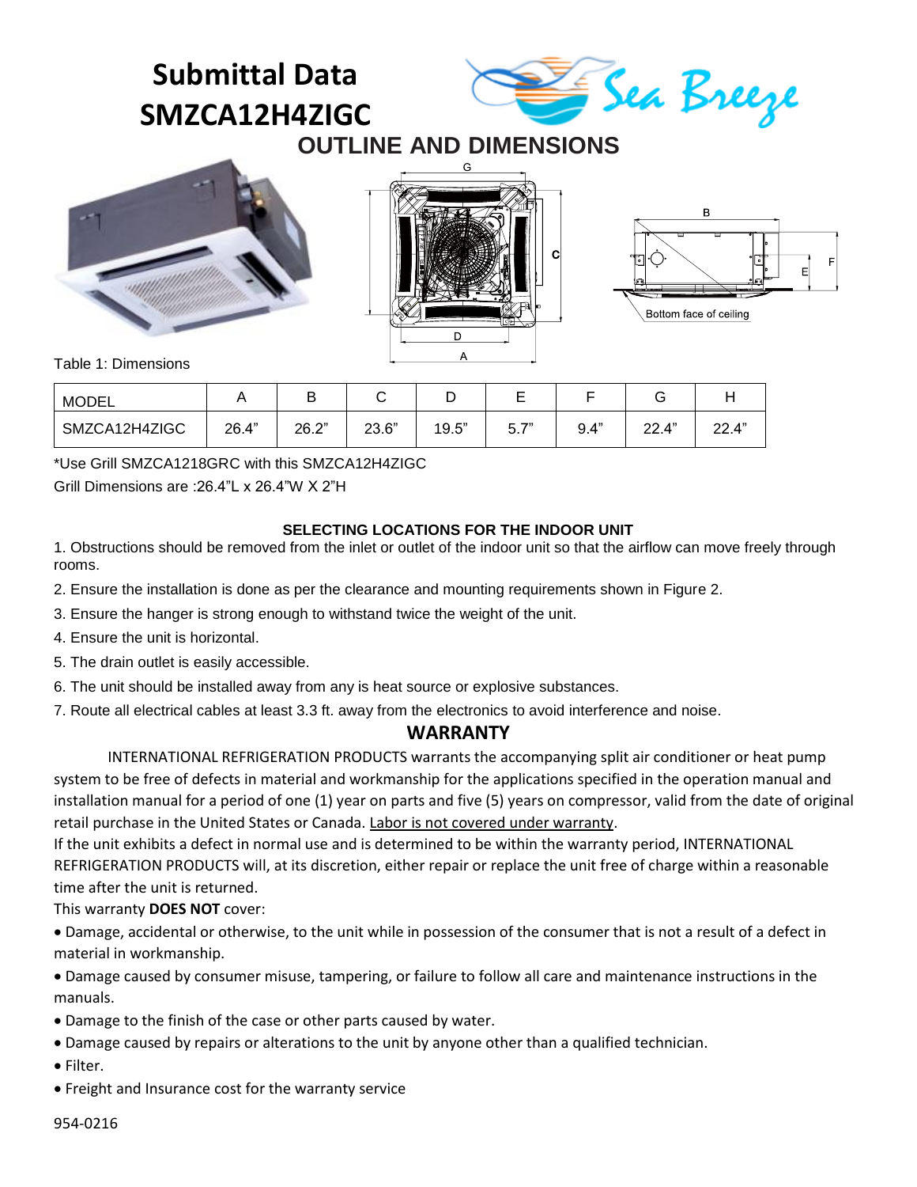# Submittal Data SMZCA12H4ZIGC

## OUTLINE AND DIMENSIONS

Table 1: Dimensions

| MODEL | A | B | C | D | E | F | G | H |
|---|---|---|---|---|---|---|---|---|
| SMZCA12H4ZIGC | 26.4" | 26.2" | 23.6" | 19.5" | 5.7" | 9.4" | 22.4" | 22.4" |

*Use Grill SMZCA1218GRC with this SMZCA12H4ZIGC

Grill Dimensions are :26.4"L x 26.4"W X 2"H

### SELECTING LOCATIONS FOR THE INDOOR UNIT

1. Obstructions should be removed from the inlet or outlet of the indoor unit so that the airflow can move freely through rooms.
2. Ensure the installation is done as per the clearance and mounting requirements shown in Figure 2.
3. Ensure the hanger is strong enough to withstand twice the weight of the unit.
4. Ensure the unit is horizontal.
5. The drain outlet is easily accessible.
6. The unit should be installed away from any is heat source or explosive substances.
7. Route all electrical cables at least 3.3 ft. away from the electronics to avoid interference and noise.

## WARRANTY

INTERNATIONAL REFRIGERATION PRODUCTS warrants the accompanying split air conditioner or heat pump system to be free of defects in material and workmanship for the applications specified in the operation manual and installation manual for a period of one (1) year on parts and five (5) years on compressor, valid from the date of original retail purchase in the United States or Canada. Labor is not covered under warranty.

If the unit exhibits a defect in normal use and is determined to be within the warranty period, INTERNATIONAL REFRIGERATION PRODUCTS will, at its discretion, either repair or replace the unit free of charge within a reasonable time after the unit is returned.

This warranty **DOES NOT** cover:

- Damage, accidental or otherwise, to the unit while in possession of the consumer that is not a result of a defect in material in workmanship.
- Damage caused by consumer misuse, tampering, or failure to follow all care and maintenance instructions in the manuals.
- Damage to the finish of the case or other parts caused by water.
- Damage caused by repairs or alterations to the unit by anyone other than a qualified technician.
- Filter.
- Freight and Insurance cost for the warranty service

954-0216